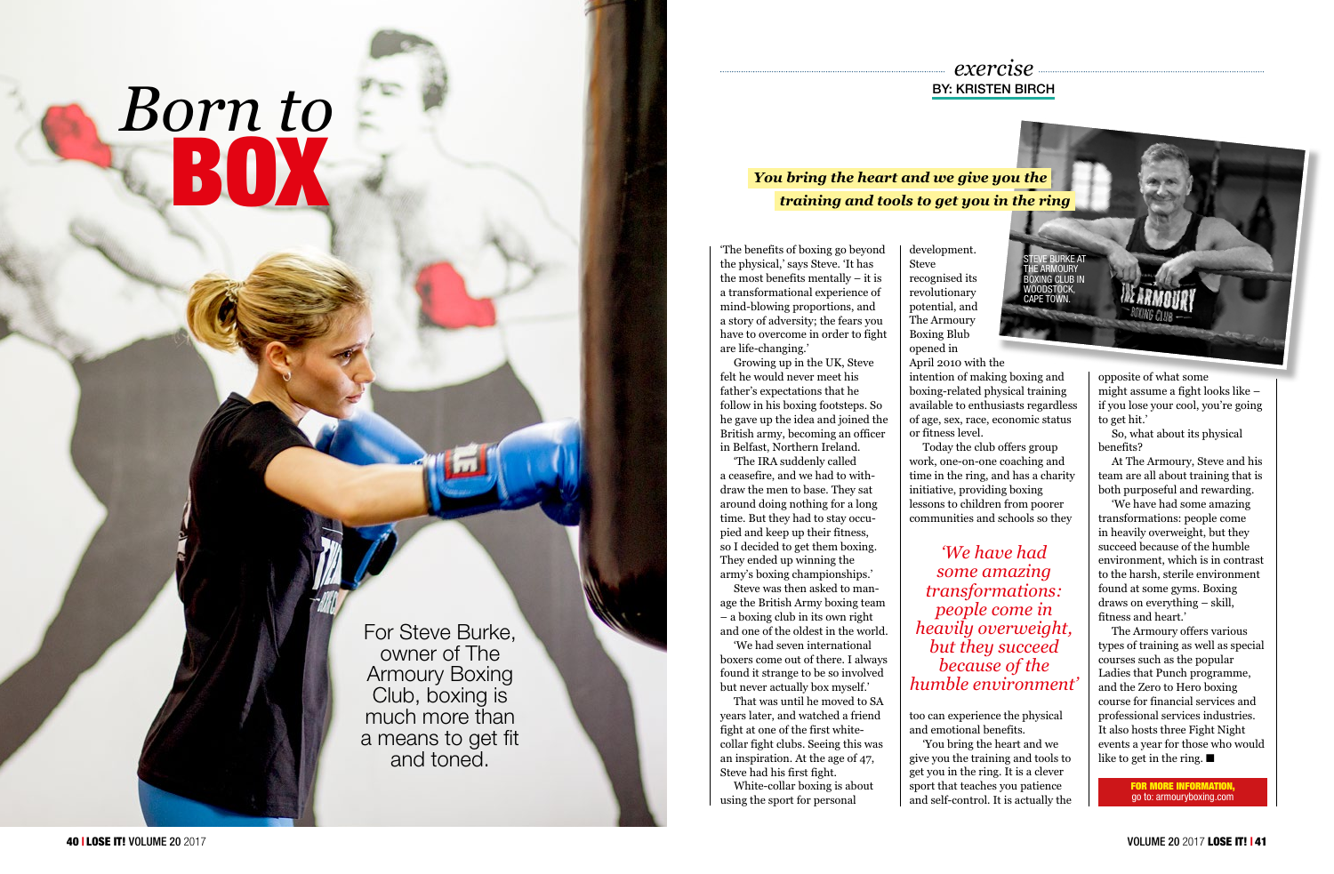# Born to BOX

For Steve Burke, owner of The Armoury Boxing Club, boxing is much more than a means to get fit and toned.

*exercise*

**BY: KRISTEN BIRCH**

***You bring the heart and we give you the training and tools to get you in the ring***

'The benefits of boxing go beyond the physical,' says Steve. 'It has the most benefits mentally – it is a transformational experience of mind-blowing proportions, and a story of adversity; the fears you have to overcome in order to fight are life-changing.'

Growing up in the UK, Steve felt he would never meet his father's expectations that he follow in his boxing footsteps. So he gave up the idea and joined the British army, becoming an officer in Belfast, Northern Ireland.

'The IRA suddenly called a ceasefire, and we had to withdraw the men to base. They sat around doing nothing for a long time. But they had to stay occupied and keep up their fitness, so I decided to get them boxing. They ended up winning the army's boxing championships.'

Steve was then asked to manage the British Army boxing team – a boxing club in its own right and one of the oldest in the world.

'We had seven international boxers come out of there. I always found it strange to be so involved but never actually box myself.'

That was until he moved to SA years later, and watched a friend fight at one of the first white-collar fight clubs. Seeing this was an inspiration. At the age of 47, Steve had his first fight.

White-collar boxing is about using the sport for personal development. Steve recognised its revolutionary potential, and The Armoury Boxing Blub opened in April 2010 with the intention of making boxing and boxing-related physical training available to enthusiasts regardless of age, sex, race, economic status or fitness level.

STEVE BURKE AT THE ARMOURY BOXING CLUB IN WOODSTOCK, CAPE TOWN.

Today the club offers group work, one-on-one coaching and time in the ring, and has a charity initiative, providing boxing lessons to children from poorer communities and schools so they too can experience the physical and emotional benefits.

> *'We have had some amazing transformations: people come in heavily overweight, but they succeed because of the humble environment'*

'You bring the heart and we give you the training and tools to get you in the ring. It is a clever sport that teaches you patience and self-control. It is actually the opposite of what some might assume a fight looks like – if you lose your cool, you're going to get hit.'

So, what about its physical benefits?

At The Armoury, Steve and his team are all about training that is both purposeful and rewarding.

'We have had some amazing transformations: people come in heavily overweight, but they succeed because of the humble environment, which is in contrast to the harsh, sterile environment found at some gyms. Boxing draws on everything – skill, fitness and heart.'

The Armoury offers various types of training as well as special courses such as the popular Ladies that Punch programme, and the Zero to Hero boxing course for financial services and professional services industries. It also hosts three Fight Night events a year for those who would like to get in the ring. ■

**FOR MORE INFORMATION,** go to: armouryboxing.com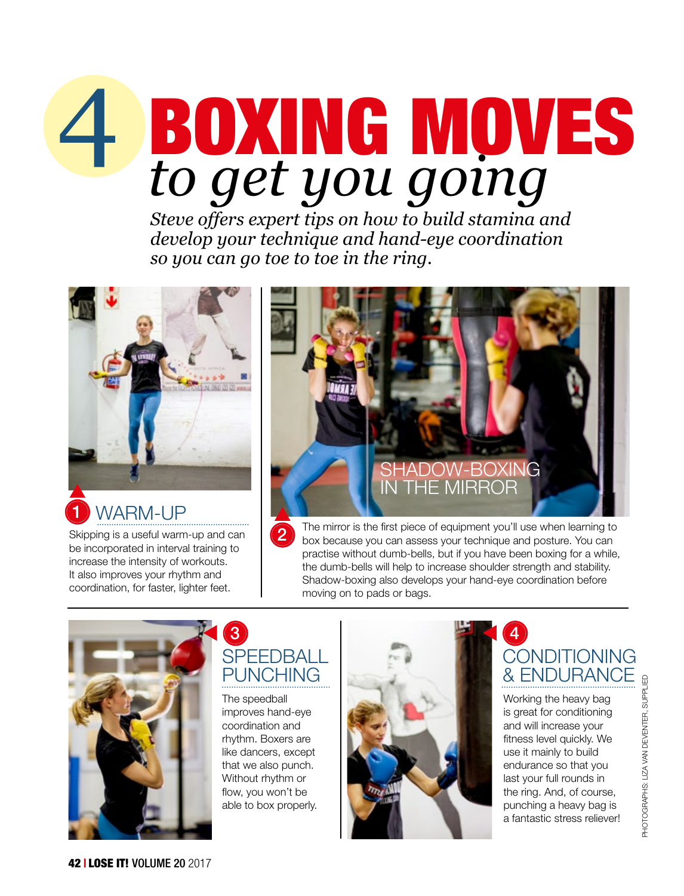# 4 BOXING MOVES *to get you going*

*Steve offers expert tips on how to build stamina and develop your technique and hand-eye coordination so you can go toe to toe in the ring.*

## 1 WARM-UP

Skipping is a useful warm-up and can be incorporated in interval training to increase the intensity of workouts. It also improves your rhythm and coordination, for faster, lighter feet.

## 2 SHADOW-BOXING IN THE MIRROR

The mirror is the first piece of equipment you'll use when learning to box because you can assess your technique and posture. You can practise without dumb-bells, but if you have been boxing for a while, the dumb-bells will help to increase shoulder strength and stability. Shadow-boxing also develops your hand-eye coordination before moving on to pads or bags.

## 3 SPEEDBALL PUNCHING

The speedball improves hand-eye coordination and rhythm. Boxers are like dancers, except that we also punch. Without rhythm or flow, you won't be able to box properly.

## 4 CONDITIONING & ENDURANCE

Working the heavy bag is great for conditioning and will increase your fitness level quickly. We use it mainly to build endurance so that you last your full rounds in the ring. And, of course, punching a heavy bag is a fantastic stress reliever!

PHOTOGRAPHS: LIZA VAN DEVENTER, SUPPLIED